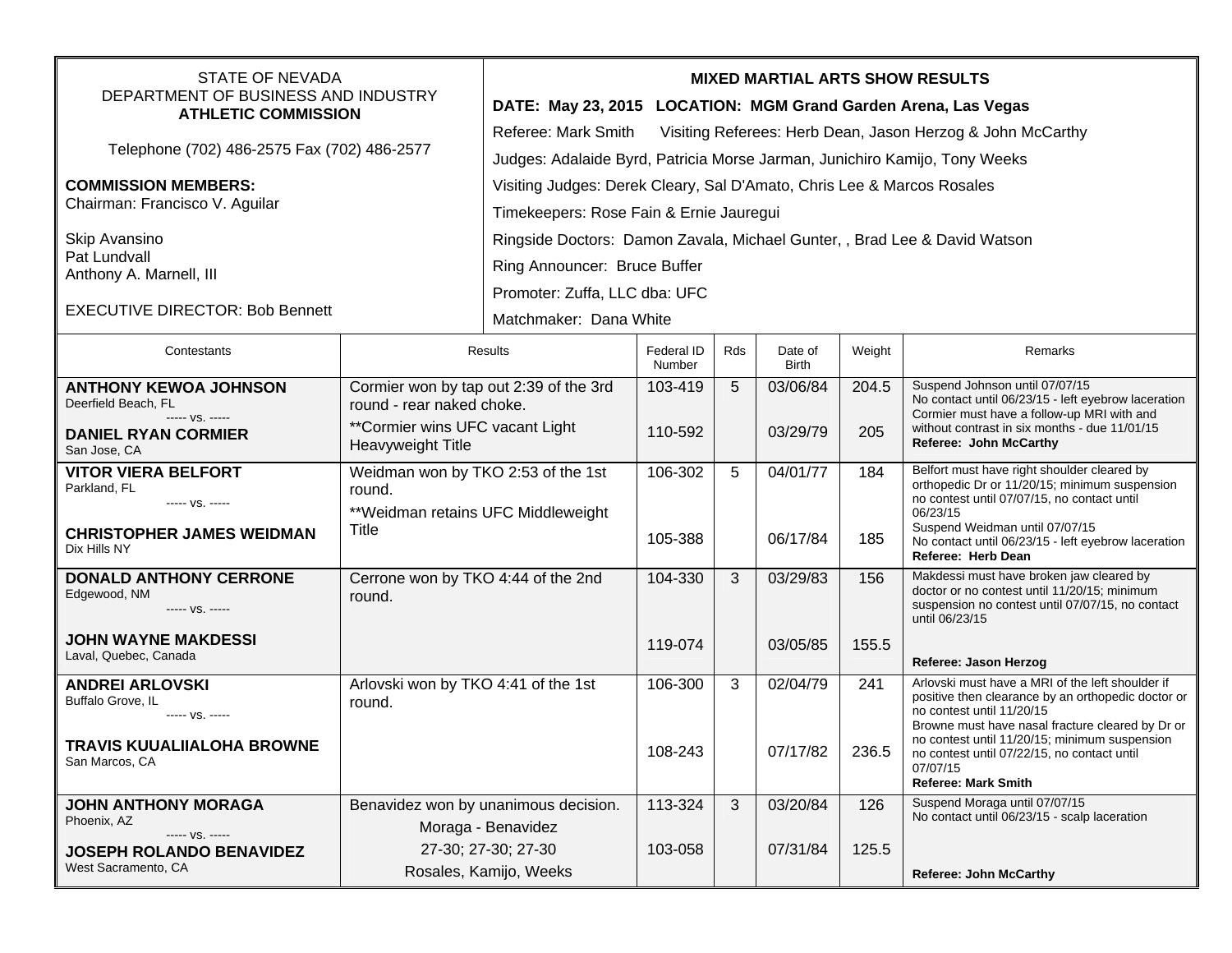STATE OF NEVADA
DEPARTMENT OF BUSINESS AND INDUSTRY
**ATHLETIC COMMISSION**

Telephone (702) 486-2575 Fax (702) 486-2577

**COMMISSION MEMBERS:**
Chairman: Francisco V. Aguilar

Skip Avansino
Pat Lundvall
Anthony A. Marnell, III

EXECUTIVE DIRECTOR: Bob Bennett

**MIXED MARTIAL ARTS SHOW RESULTS**

**DATE: May 23, 2015 LOCATION: MGM Grand Garden Arena, Las Vegas**

Referee: Mark Smith Visiting Referees: Herb Dean, Jason Herzog & John McCarthy

Judges: Adalaide Byrd, Patricia Morse Jarman, Junichiro Kamijo, Tony Weeks

Visiting Judges: Derek Cleary, Sal D'Amato, Chris Lee & Marcos Rosales

Timekeepers: Rose Fain & Ernie Jauregui

Ringside Doctors: Damon Zavala, Michael Gunter, , Brad Lee & David Watson

Ring Announcer: Bruce Buffer

Promoter: Zuffa, LLC dba: UFC

Matchmaker: Dana White

| Contestants | Results | Federal ID Number | Rds | Date of Birth | Weight | Remarks |
|---|---|---|---|---|---|---|
| **ANTHONY KEWOA JOHNSON** Deerfield Beach, FL ----- vs. ----- | Cormier won by tap out 2:39 of the 3rd round - rear naked choke. | 103-419 | 5 | 03/06/84 | 204.5 | Suspend Johnson until 07/07/15 No contact until 06/23/15 - left eyebrow laceration Cormier must have a follow-up MRI with and without contrast in six months - due 11/01/15 **Referee: John McCarthy** |
| **DANIEL RYAN CORMIER** San Jose, CA | **Cormier wins UFC vacant Light Heavyweight Title | 110-592 | | 03/29/79 | 205 | |
| **VITOR VIERA BELFORT** Parkland, FL ----- vs. ----- | Weidman won by TKO 2:53 of the 1st round. **Weidman retains UFC Middleweight Title | 106-302 | 5 | 04/01/77 | 184 | Belfort must have right shoulder cleared by orthopedic Dr or 11/20/15; minimum suspension no contest until 07/07/15, no contact until 06/23/15 |
| **CHRISTOPHER JAMES WEIDMAN** Dix Hills NY | | 105-388 | | 06/17/84 | 185 | Suspend Weidman until 07/07/15 No contact until 06/23/15 - left eyebrow laceration **Referee: Herb Dean** |
| **DONALD ANTHONY CERRONE** Edgewood, NM ----- vs. ----- | Cerrone won by TKO 4:44 of the 2nd round. | 104-330 | 3 | 03/29/83 | 156 | Makdessi must have broken jaw cleared by doctor or no contest until 11/20/15; minimum suspension no contest until 07/07/15, no contact until 06/23/15 |
| **JOHN WAYNE MAKDESSI** Laval, Quebec, Canada | | 119-074 | | 03/05/85 | 155.5 | **Referee: Jason Herzog** |
| **ANDREI ARLOVSKI** Buffalo Grove, IL ----- vs. ----- | Arlovski won by TKO 4:41 of the 1st round. | 106-300 | 3 | 02/04/79 | 241 | Arlovski must have a MRI of the left shoulder if positive then clearance by an orthopedic doctor or no contest until 11/20/15 |
| **TRAVIS KUUALIIALOHA BROWNE** San Marcos, CA | | 108-243 | | 07/17/82 | 236.5 | Browne must have nasal fracture cleared by Dr or no contest until 11/20/15; minimum suspension no contest until 07/22/15, no contact until 07/07/15 **Referee: Mark Smith** |
| **JOHN ANTHONY MORAGA** Phoenix, AZ ----- vs. ----- | Benavidez won by unanimous decision. Moraga - Benavidez | 113-324 | 3 | 03/20/84 | 126 | Suspend Moraga until 07/07/15 No contact until 06/23/15 - scalp laceration |
| **JOSEPH ROLANDO BENAVIDEZ** West Sacramento, CA | 27-30; 27-30; 27-30 Rosales, Kamijo, Weeks | 103-058 | | 07/31/84 | 125.5 | **Referee: John McCarthy** |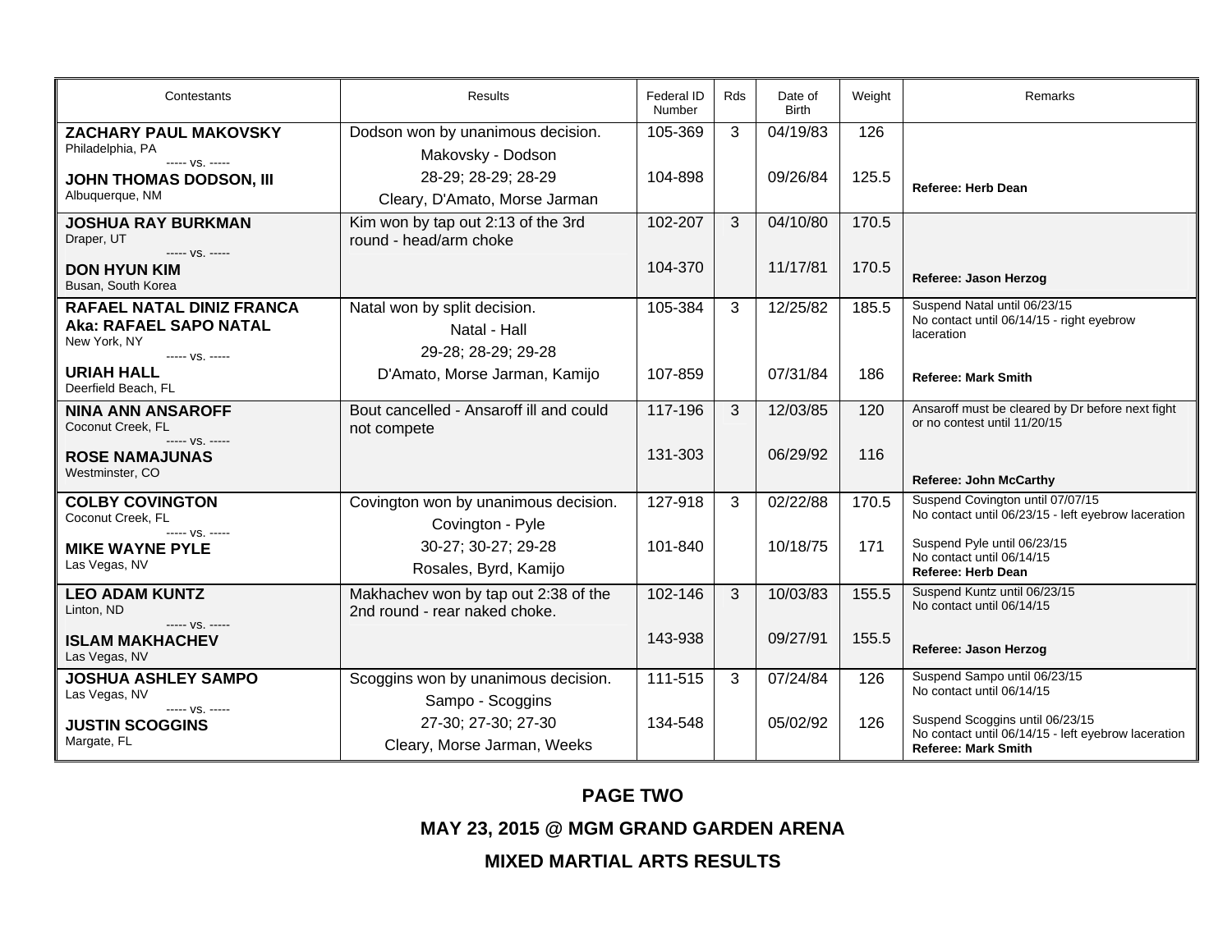| Contestants | Results | Federal ID Number | Rds | Date of Birth | Weight | Remarks |
|---|---|---|---|---|---|---|
| **ZACHARY PAUL MAKOVSKY** Philadelphia, PA ----- vs. ----- **JOHN THOMAS DODSON, III** Albuquerque, NM | Dodson won by unanimous decision. Makovsky - Dodson 28-29; 28-29; 28-29 Cleary, D'Amato, Morse Jarman | 105-369 104-898 | 3 | 04/19/83 09/26/84 | 126 125.5 | **Referee: Herb Dean** |
| **JOSHUA RAY BURKMAN** Draper, UT ----- vs. ----- **DON HYUN KIM** Busan, South Korea | Kim won by tap out 2:13 of the 3rd round - head/arm choke | 102-207 104-370 | 3 | 04/10/80 11/17/81 | 170.5 170.5 | **Referee: Jason Herzog** |
| **RAFAEL NATAL DINIZ FRANCA Aka: RAFAEL SAPO NATAL** New York, NY ----- vs. ----- **URIAH HALL** Deerfield Beach, FL | Natal won by split decision. Natal - Hall 29-28; 28-29; 29-28 D'Amato, Morse Jarman, Kamijo | 105-384 107-859 | 3 | 12/25/82 07/31/84 | 185.5 186 | Suspend Natal until 06/23/15 No contact until 06/14/15 - right eyebrow laceration **Referee: Mark Smith** |
| **NINA ANN ANSAROFF** Coconut Creek, FL ----- vs. ----- **ROSE NAMAJUNAS** Westminster, CO | Bout cancelled - Ansaroff ill and could not compete | 117-196 131-303 | 3 | 12/03/85 06/29/92 | 120 116 | Ansaroff must be cleared by Dr before next fight or no contest until 11/20/15 **Referee: John McCarthy** |
| **COLBY COVINGTON** Coconut Creek, FL ----- vs. ----- **MIKE WAYNE PYLE** Las Vegas, NV | Covington won by unanimous decision. Covington - Pyle 30-27; 30-27; 29-28 Rosales, Byrd, Kamijo | 127-918 101-840 | 3 | 02/22/88 10/18/75 | 170.5 171 | Suspend Covington until 07/07/15 No contact until 06/23/15 - left eyebrow laceration Suspend Pyle until 06/23/15 No contact until 06/14/15 **Referee: Herb Dean** |
| **LEO ADAM KUNTZ** Linton, ND ----- vs. ----- **ISLAM MAKHACHEV** Las Vegas, NV | Makhachev won by tap out 2:38 of the 2nd round - rear naked choke. | 102-146 143-938 | 3 | 10/03/83 09/27/91 | 155.5 155.5 | Suspend Kuntz until 06/23/15 No contact until 06/14/15 **Referee: Jason Herzog** |
| **JOSHUA ASHLEY SAMPO** Las Vegas, NV ----- vs. ----- **JUSTIN SCOGGINS** Margate, FL | Scoggins won by unanimous decision. Sampo - Scoggins 27-30; 27-30; 27-30 Cleary, Morse Jarman, Weeks | 111-515 134-548 | 3 | 07/24/84 05/02/92 | 126 126 | Suspend Sampo until 06/23/15 No contact until 06/14/15 Suspend Scoggins until 06/23/15 No contact until 06/14/15 - left eyebrow laceration **Referee: Mark Smith** |

**PAGE TWO**

**MAY 23, 2015 @ MGM GRAND GARDEN ARENA**

**MIXED MARTIAL ARTS RESULTS**